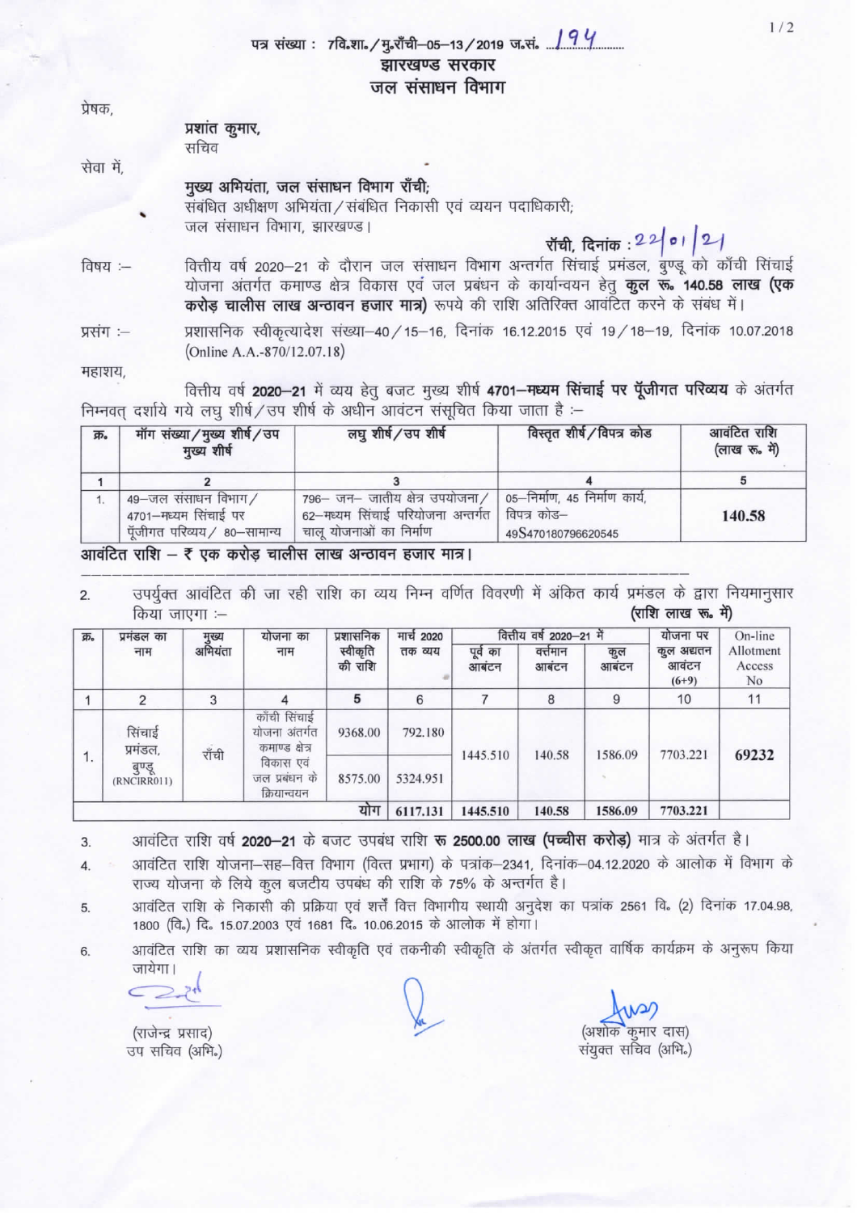पत्र संख्या : 7वि.शा./मु.राँची–05–13/2019 ज.सं. 194

## झारखण्ड सरकार
## जल संसाधन विभाग

प्रेषक,

प्रशांत कुमार,
सचिव

सेवा में,

मुख्य अभियंता, जल संसाधन विभाग राँची;
संबंधित अधीक्षण अभियंता/संबंधित निकासी एवं व्ययन पदाधिकारी;
जल संसाधन विभाग, झारखण्ड।

राँची, दिनांक : 22/01/21

विषय :– वित्तीय वर्ष 2020–21 के दौरान जल संसाधन विभाग अन्तर्गत सिंचाई प्रमंडल, बुण्डू को काँची सिंचाई योजना अंतर्गत कमाण्ड क्षेत्र विकास एवं जल प्रबंधन के कार्यान्वयन हेतु **कुल रू० 140.58 लाख (एक करोड़ चालीस लाख अन्ठावन हजार मात्र)** रूपये की राशि अतिरिक्त आवंटित करने के संबंध में।

प्रसंग :– प्रशासनिक स्वीकृत्यादेश संख्या–40/15–16, दिनांक 16.12.2015 एवं 19/18–19, दिनांक 10.07.2018 (Online A.A.-870/12.07.18)

महाशय,

वित्तीय वर्ष **2020–21** में व्यय हेतु बजट मुख्य शीर्ष **4701–मध्यम सिंचाई पर पूँजीगत परिव्यय** के अंतर्गत निम्नवत् दर्शाये गये लघु शीर्ष/उप शीर्ष के अधीन आवंटन संसूचित किया जाता है :–

| क्र० | मॉग संख्या/मुख्य शीर्ष/उप मुख्य शीर्ष | लघु शीर्ष/उप शीर्ष | विस्तृत शीर्ष/विपत्र कोड | आवंटित राशि (लाख रू० में) |
|---|---|---|---|---|
| 1 | 2 | 3 | 4 | 5 |
| 1. | 49–जल संसाधन विभाग/ 4701–मध्यम सिंचाई पर पूँजीगत परिव्यय/ 80–सामान्य | 796– जन– जातीय क्षेत्र उपयोजना/ 62–मध्यम सिंचाई परियोजना अन्तर्गत चालू योजनाओं का निर्माण | 05–निर्माण, 45 निर्माण कार्य, विपत्र कोड– 49S470180796620545 | **140.58** |

**आवंटित राशि – ₹ एक करोड़ चालीस लाख अन्ठावन हजार मात्र।**

2. उपर्युक्त आवंटित की जा रही राशि का व्यय निम्न वर्णित विवरणी में अंकित कार्य प्रमंडल के द्वारा नियमानुसार किया जाएगा :– **(राशि लाख रू० में)**

| क्र० | प्रमंडल का नाम | मुख्य अभियंता | योजना का नाम | प्रशासनिक स्वीकृति की राशि | मार्च 2020 तक व्यय | वित्तीय वर्ष 2020–21 में | | | योजना पर कुल अद्यतन आवंटन (6+9) | On-line Allotment Access No |
|---|---|---|---|---|---|---|---|---|---|---|
| | | | | | | पूर्व का आवंटन | वर्तमान आवंटन | कुल आवंटन | | |
| 1 | 2 | 3 | 4 | 5 | 6 | 7 | 8 | 9 | 10 | 11 |
| 1. | सिंचाई प्रमंडल, बुण्डू (RNCIRR011) | राँची | काँची सिंचाई योजना अंतर्गत कमाण्ड क्षेत्र विकास एवं जल प्रबंधन के क्रियान्वयन | 9368.00 | 792.180 | 1445.510 | 140.58 | 1586.09 | 7703.221 | 69232 |
| | | | | 8575.00 | 5324.951 | | | | | |
| | | | | योग | 6117.131 | 1445.510 | 140.58 | 1586.09 | 7703.221 | |

3. आवंटित राशि वर्ष **2020–21** के बजट उपबंध राशि **रू 2500.00 लाख (पच्चीस करोड़)** मात्र के अंतर्गत है।

4. आवंटित राशि योजना–सह–वित्त विभाग (वित्त प्रभाग) के पत्रांक–2341, दिनांक–04.12.2020 के आलोक में विभाग के राज्य योजना के लिये कुल बजटीय उपबंध की राशि के 75% के अन्तर्गत है।

5. आवंटित राशि के निकासी की प्रक्रिया एवं शर्तें वित्त विभागीय स्थायी अनुदेश का पत्रांक 2561 वि० (2) दिनांक 17.04.98, 1800 (वि०) दि० 15.07.2003 एवं 1681 दि० 10.06.2015 के आलोक में होगा।

6. आवंटित राशि का व्यय प्रशासनिक स्वीकृति एवं तकनीकी स्वीकृति के अंतर्गत स्वीकृत वार्षिक कार्यक्रम के अनुरूप किया जायेगा।

(राजेन्द्र प्रसाद)
उप सचिव (अभि०)

(अशोक कुमार दास)
संयुक्त सचिव (अभि०)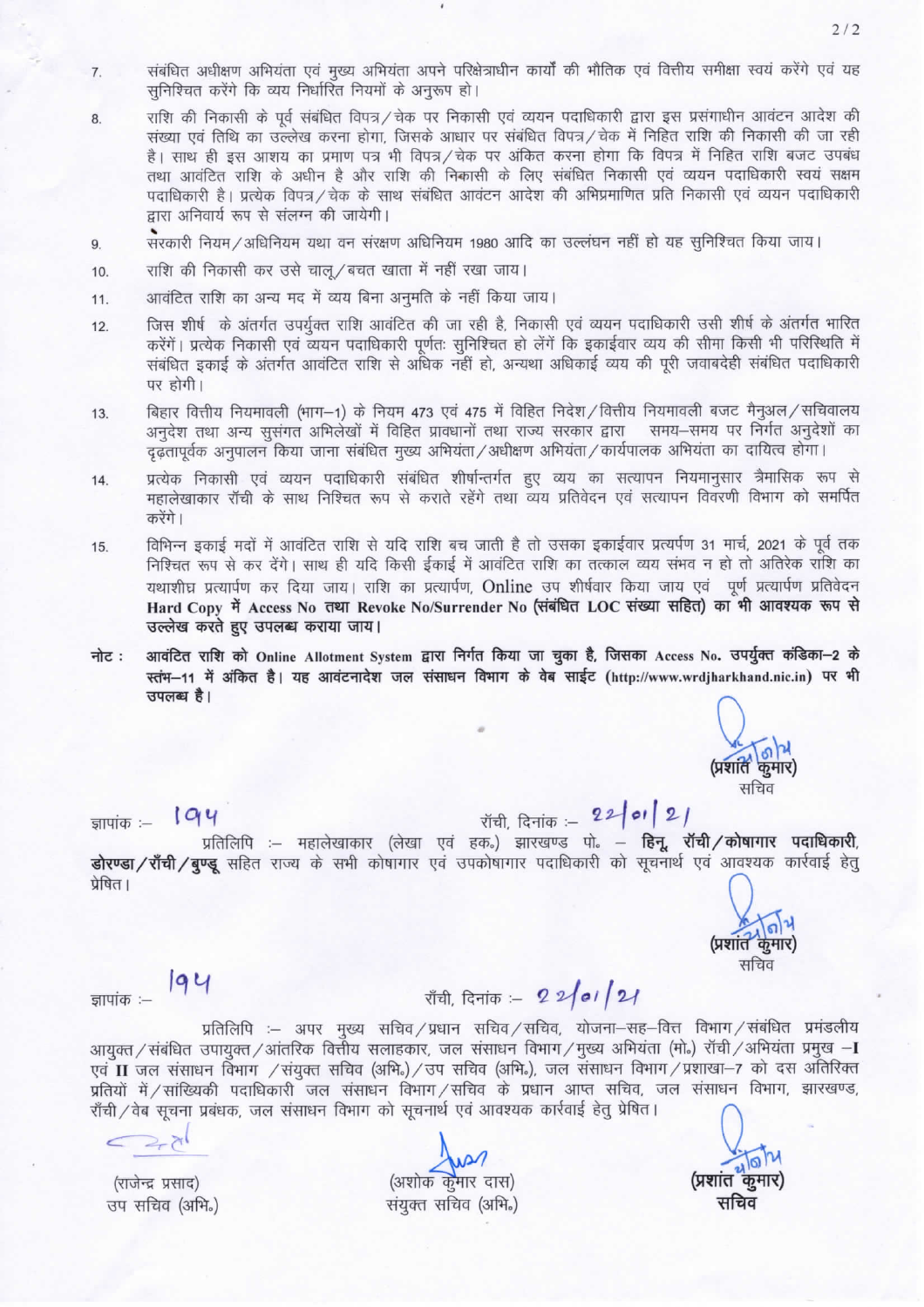7. संबंधित अधीक्षण अभियंता एवं मुख्य अभियंता अपने परिक्षेत्राधीन कार्यों की भौतिक एवं वित्तीय समीक्षा स्वयं करेंगे एवं यह सुनिश्चित करेंगे कि व्यय निर्धारित नियमों के अनुरूप हो।

8. राशि की निकासी के पूर्व संबंधित विपत्र/चेक पर निकासी एवं व्ययन पदाधिकारी द्वारा इस प्रसंगाधीन आवंटन आदेश की संख्या एवं तिथि का उल्लेख करना होगा, जिसके आधार पर संबंधित विपत्र/चेक में निहित राशि की निकासी की जा रही है। साथ ही इस आशय का प्रमाण पत्र भी विपत्र/चेक पर अंकित करना होगा कि विपत्र में निहित राशि बजट उपबंध तथा आवंटित राशि के अधीन है और राशि की निकासी के लिए संबंधित निकासी एवं व्ययन पदाधिकारी स्वयं सक्षम पदाधिकारी है। प्रत्येक विपत्र/चेक के साथ संबंधित आवंटन आदेश की अभिप्रमाणित प्रति निकासी एवं व्ययन पदाधिकारी द्वारा अनिवार्य रूप से संलग्न की जायेगी।

9. सरकारी नियम/अधिनियम यथा वन संरक्षण अधिनियम 1980 आदि का उल्लंघन नहीं हो यह सुनिश्चित किया जाय।

10. राशि की निकासी कर उसे चालू/बचत खाता में नहीं रखा जाय।

11. आवंटित राशि का अन्य मद में व्यय बिना अनुमति के नहीं किया जाय।

12. जिस शीर्ष के अंतर्गत उपर्युक्त राशि आवंटित की जा रही है, निकासी एवं व्ययन पदाधिकारी उसी शीर्ष के अंतर्गत भारित करेंगें। प्रत्येक निकासी एवं व्ययन पदाधिकारी पूर्णतः सुनिश्चित हो लेंगें कि इकाईवार व्यय की सीमा किसी भी परिस्थिति में संबंधित इकाई के अंतर्गत आवंटित राशि से अधिक नहीं हो, अन्यथा अधिकाई व्यय की पूरी जवाबदेही संबंधित पदाधिकारी पर होगी।

13. बिहार वित्तीय नियमावली (भाग–1) के नियम 473 एवं 475 में विहित निदेश/वित्तीय नियमावली बजट मैनुअल/सचिवालय अनुदेश तथा अन्य सुसंगत अभिलेखों में विहित प्रावधानों तथा राज्य सरकार द्वारा समय–समय पर निर्गत अनुदेशों का दृढ़तापूर्वक अनुपालन किया जाना संबंधित मुख्य अभियंता/अधीक्षण अभियंता/कार्यपालक अभियंता का दायित्व होगा।

14. प्रत्येक निकासी एवं व्ययन पदाधिकारी संबंधित शीर्षान्तर्गत हुए व्यय का सत्यापन नियमानुसार त्रैमासिक रूप से महालेखाकार राँची के साथ निश्चित रूप से कराते रहेंगे तथा व्यय प्रतिवेदन एवं सत्यापन विवरणी विभाग को समर्पित करेंगे।

15. विभिन्न इकाई मदों में आवंटित राशि से यदि राशि बच जाती है तो उसका इकाईवार प्रत्यर्पण 31 मार्च, 2021 के पूर्व तक निश्चित रूप से कर देंगे। साथ ही यदि किसी ईकाई में आवंटित राशि का तत्काल व्यय संभव न हो तो अतिरेक राशि का यथाशीघ्र प्रत्यार्पण कर दिया जाय। राशि का प्रत्यार्पण, Online उप शीर्षवार किया जाय एवं पूर्ण प्रत्यार्पण प्रतिवेदन **Hard Copy में Access No तथा Revoke No/Surrender No (संबंधित LOC संख्या सहित) का भी आवश्यक रूप से उल्लेख करते हुए उपलब्ध कराया जाय।**

**नोट : आवंटित राशि को Online Allotment System द्वारा निर्गत किया जा चुका है, जिसका Access No. उपर्युक्त कंडिका–2 के स्तंभ–11 में अंकित है। यह आवंटनादेश जल संसाधन विभाग के वेब साईट (http://www.wrdjharkhand.nic.in) पर भी उपलब्ध है।**

(प्रशांत कुमार)
सचिव

ज्ञापांक :– 194　　　　　　　　　　　　　　　　रॉंची, दिनांक :– 22/01/21

प्रतिलिपि :– महालेखाकार (लेखा एवं हक०) झारखण्ड पो० – **हिनू, रॉंची/कोषागार पदाधिकारी, डोरण्डा/रॉंची/बुण्डू** सहित राज्य के सभी कोषागार एवं उपकोषागार पदाधिकारी को सूचनार्थ एवं आवश्यक कार्रवाई हेतु प्रेषित।

(प्रशांत कुमार)
सचिव

ज्ञापांक :– 194　　　　　　　　　　　　　　　　रॉंची, दिनांक :– 22/01/21

प्रतिलिपि :– अपर मुख्य सचिव/प्रधान सचिव/सचिव, योजना–सह–वित्त विभाग/संबंधित प्रमंडलीय आयुक्त/संबंधित उपायुक्त/आंतरिक वित्तीय सलाहकार, जल संसाधन विभाग/मुख्य अभियंता (मो०) रॉंची/अभियंता प्रमुख –I एवं II जल संसाधन विभाग /संयुक्त सचिव (अभि०)/उप सचिव (अभि०), जल संसाधन विभाग/प्रशाखा–7 को दस अतिरिक्त प्रतियों में/सांख्यिकी पदाधिकारी जल संसाधन विभाग/सचिव के प्रधान आप्त सचिव, जल संसाधन विभाग, झारखण्ड, रॉंची/वेब सूचना प्रबंधक, जल संसाधन विभाग को सूचनार्थ एवं आवश्यक कार्रवाई हेतु प्रेषित।

(राजेन्द्र प्रसाद)
उप सचिव (अभि०)

(अशोक कुमार दास)
संयुक्त सचिव (अभि०)

**(प्रशांत कुमार)**
**सचिव**